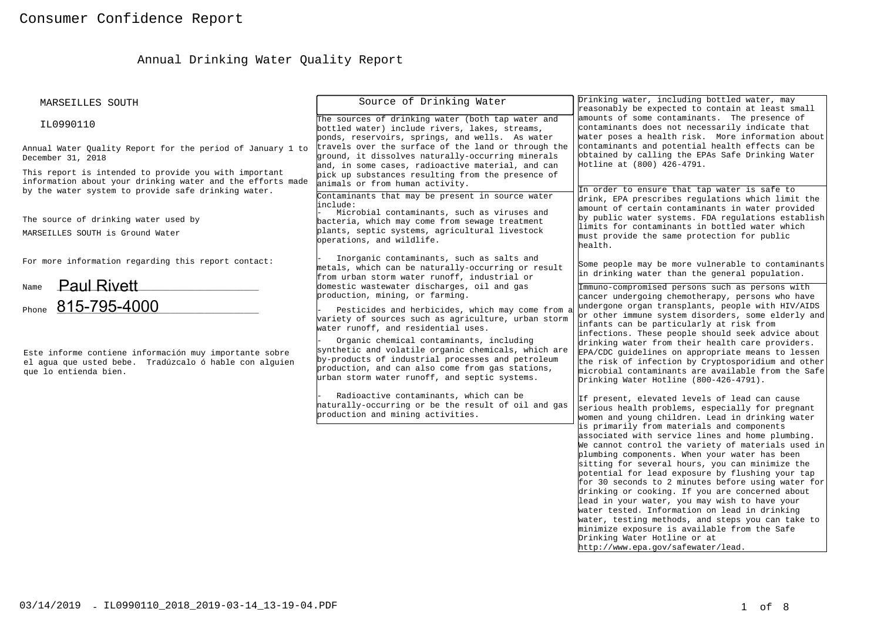# Consumer Confidence Report

## Annual Drinking Water Quality Report

MARSEILLES SOUTH

IL0990110

Annual Water Quality Report for the period of January 1 to December 31, 2018

This report is intended to provide you with important information about your drinking water and the efforts made by the water system to provide safe drinking water.

The source of drinking water used by MARSEILLES SOUTH is Ground Water

For more information regarding this report contact:

Name Paul Rivett

Phone 815-795-4000

Este informe contiene información muy importante sobre el agua que usted bebe. Tradúzcalo ó hable con alguien que lo entienda bien.

### Source of Drinking Water

The sources of drinking water (both tap water and bottled water) include rivers, lakes, streams, ponds, reservoirs, springs, and wells. As water travels over the surface of the land or through the ground, it dissolves naturally-occurring minerals and, in some cases, radioactive material, and can pick up substances resulting from the presence of animals or from human activity.

Contaminants that may be present in source water include:

- Microbial contaminants, such as viruses and bacteria, which may come from sewage treatment plants, septic systems, agricultural livestock operations, and wildlife.
- Inorganic contaminants, such as salts and metals, which can be naturally-occurring or result from urban storm water runoff, industrial or domestic wastewater discharges, oil and gas production, mining, or farming.
- Pesticides and herbicides, which may come from a variety of sources such as agriculture, urban storm water runoff, and residential uses.
- Organic chemical contaminants, including synthetic and volatile organic chemicals, which are by-products of industrial processes and petroleum production, and can also come from gas stations, urban storm water runoff, and septic systems.
- Radioactive contaminants, which can be naturally-occurring or be the result of oil and gas production and mining activities.

Drinking water, including bottled water, may reasonably be expected to contain at least small amounts of some contaminants. The presence of contaminants does not necessarily indicate that water poses a health risk. More information about contaminants and potential health effects can be obtained by calling the EPAs Safe Drinking Water Hotline at (800) 426-4791.

In order to ensure that tap water is safe to drink, EPA prescribes regulations which limit the amount of certain contaminants in water provided by public water systems. FDA regulations establish limits for contaminants in bottled water which must provide the same protection for public health.

Some people may be more vulnerable to contaminants in drinking water than the general population.

Immuno-compromised persons such as persons with cancer undergoing chemotherapy, persons who have undergone organ transplants, people with HIV/AIDS or other immune system disorders, some elderly and infants can be particularly at risk from infections. These people should seek advice about drinking water from their health care providers. EPA/CDC guidelines on appropriate means to lessen the risk of infection by Cryptosporidium and other microbial contaminants are available from the Safe Drinking Water Hotline (800-426-4791).

If present, elevated levels of lead can cause serious health problems, especially for pregnant women and young children. Lead in drinking water is primarily from materials and components associated with service lines and home plumbing. We cannot control the variety of materials used in plumbing components. When your water has been sitting for several hours, you can minimize the potential for lead exposure by flushing your tap for 30 seconds to 2 minutes before using water for drinking or cooking. If you are concerned about lead in your water, you may wish to have your water tested. Information on lead in drinking water, testing methods, and steps you can take to minimize exposure is available from the Safe Drinking Water Hotline or at http://www.epa.gov/safewater/lead.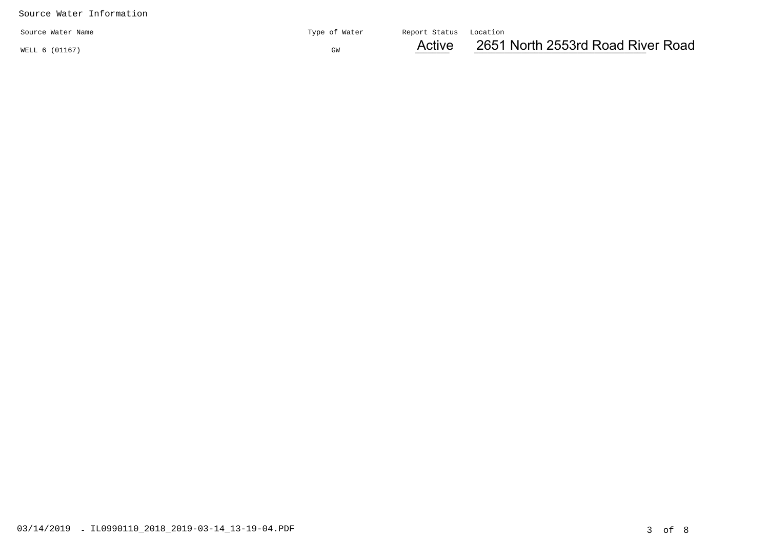Source Water Information

| Source Water Name | Type of Water | Report Status | Location |
| --- | --- | --- | --- |
| WELL 6 (01167) | GW | Active | 2651 North 2553rd Road River Road |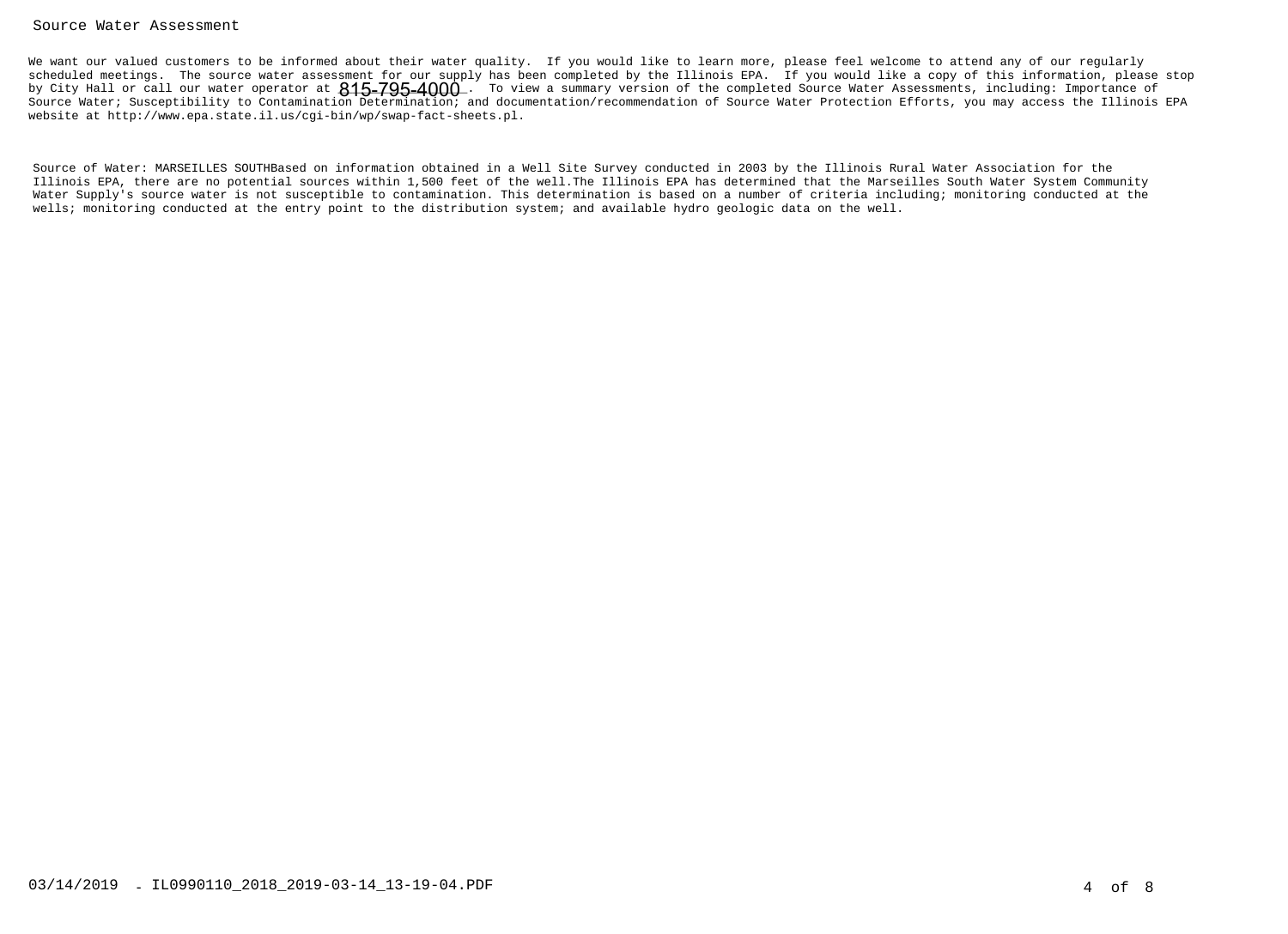## Source Water Assessment

We want our valued customers to be informed about their water quality. If you would like to learn more, please feel welcome to attend any of our regularly scheduled meetings. The source water assessment for our supply has been completed by the Illinois EPA. If you would like a copy of this information, please stop by City Hall or call our water operator at 815-795-4000 . To view a summary version of the completed Source Water Assessments, including: Importance of Source Water; Susceptibility to Contamination Determination; and documentation/recommendation of Source Water Protection Efforts, you may access the Illinois EPA website at http://www.epa.state.il.us/cgi-bin/wp/swap-fact-sheets.pl.

Source of Water: MARSEILLES SOUTHBased on information obtained in a Well Site Survey conducted in 2003 by the Illinois Rural Water Association for the Illinois EPA, there are no potential sources within 1,500 feet of the well.The Illinois EPA has determined that the Marseilles South Water System Community Water Supply's source water is not susceptible to contamination. This determination is based on a number of criteria including; monitoring conducted at the wells; monitoring conducted at the entry point to the distribution system; and available hydro geologic data on the well.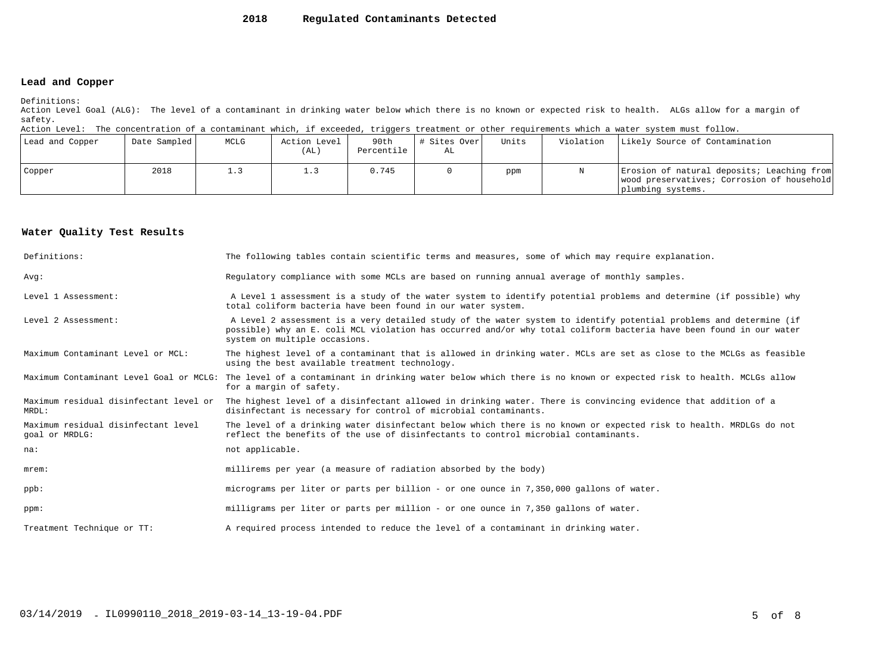# 2018 Regulated Contaminants Detected

## Lead and Copper

Definitions:

Action Level Goal (ALG): The level of a contaminant in drinking water below which there is no known or expected risk to health. ALGs allow for a margin of safety.

Action Level: The concentration of a contaminant which, if exceeded, triggers treatment or other requirements which a water system must follow.

| Lead and Copper | Date Sampled | MCLG | Action Level (AL) | 90th Percentile | # Sites Over AL | Units | Violation | Likely Source of Contamination |
|---|---|---|---|---|---|---|---|---|
| Copper | 2018 | 1.3 | 1.3 | 0.745 | 0 | ppm | N | Erosion of natural deposits; Leaching from wood preservatives; Corrosion of household plumbing systems. |

## Water Quality Test Results

| | |
|---|---|
| Definitions: | The following tables contain scientific terms and measures, some of which may require explanation. |
| Avg: | Regulatory compliance with some MCLs are based on running annual average of monthly samples. |
| Level 1 Assessment: | A Level 1 assessment is a study of the water system to identify potential problems and determine (if possible) why total coliform bacteria have been found in our water system. |
| Level 2 Assessment: | A Level 2 assessment is a very detailed study of the water system to identify potential problems and determine (if possible) why an E. coli MCL violation has occurred and/or why total coliform bacteria have been found in our water system on multiple occasions. |
| Maximum Contaminant Level or MCL: | The highest level of a contaminant that is allowed in drinking water. MCLs are set as close to the MCLGs as feasible using the best available treatment technology. |
| Maximum Contaminant Level Goal or MCLG: | The level of a contaminant in drinking water below which there is no known or expected risk to health. MCLGs allow for a margin of safety. |
| Maximum residual disinfectant level or MRDL: | The highest level of a disinfectant allowed in drinking water. There is convincing evidence that addition of a disinfectant is necessary for control of microbial contaminants. |
| Maximum residual disinfectant level goal or MRDLG: | The level of a drinking water disinfectant below which there is no known or expected risk to health. MRDLGs do not reflect the benefits of the use of disinfectants to control microbial contaminants. |
| na: | not applicable. |
| mrem: | millirems per year (a measure of radiation absorbed by the body) |
| ppb: | micrograms per liter or parts per billion - or one ounce in 7,350,000 gallons of water. |
| ppm: | milligrams per liter or parts per million - or one ounce in 7,350 gallons of water. |
| Treatment Technique or TT: | A required process intended to reduce the level of a contaminant in drinking water. |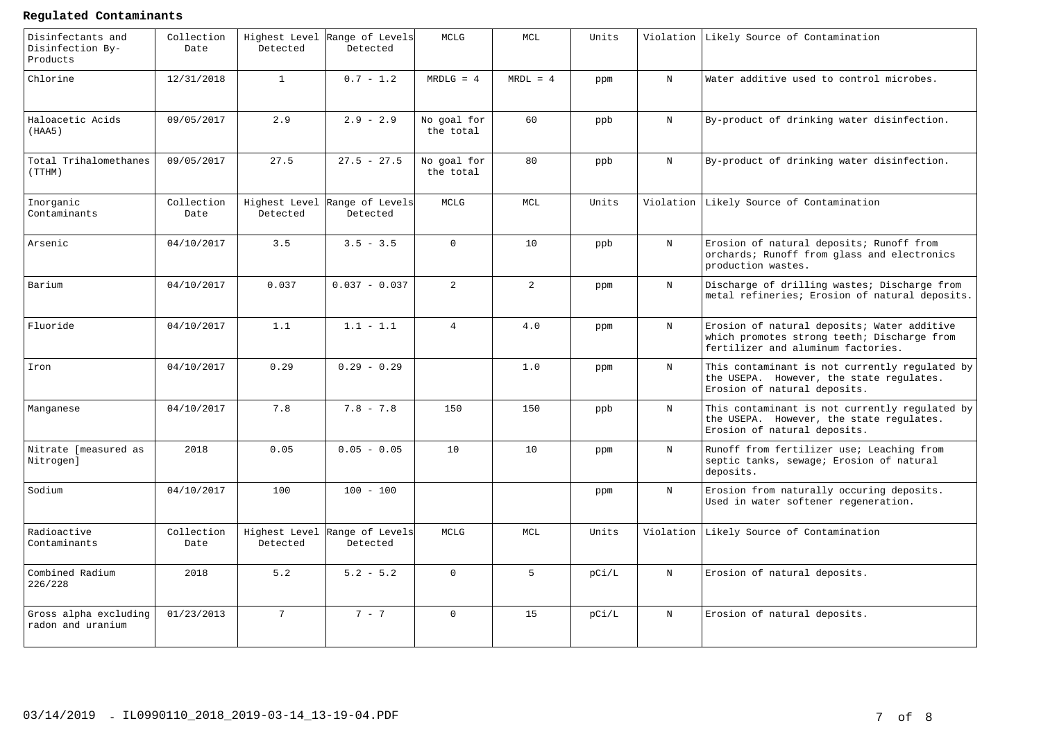**Regulated Contaminants**

| Disinfectants and Disinfection By-Products | Collection Date | Highest Level Detected | Range of Levels Detected | MCLG | MCL | Units | Violation | Likely Source of Contamination |
|---|---|---|---|---|---|---|---|---|
| Chlorine | 12/31/2018 | 1 | 0.7 - 1.2 | MRDLG = 4 | MRDL = 4 | ppm | N | Water additive used to control microbes. |
| Haloacetic Acids (HAA5) | 09/05/2017 | 2.9 | 2.9 - 2.9 | No goal for the total | 60 | ppb | N | By-product of drinking water disinfection. |
| Total Trihalomethanes (TTHM) | 09/05/2017 | 27.5 | 27.5 - 27.5 | No goal for the total | 80 | ppb | N | By-product of drinking water disinfection. |
| **Inorganic Contaminants** | **Collection Date** | **Highest Level Detected** | **Range of Levels Detected** | **MCLG** | **MCL** | **Units** | **Violation** | **Likely Source of Contamination** |
| Arsenic | 04/10/2017 | 3.5 | 3.5 - 3.5 | 0 | 10 | ppb | N | Erosion of natural deposits; Runoff from orchards; Runoff from glass and electronics production wastes. |
| Barium | 04/10/2017 | 0.037 | 0.037 - 0.037 | 2 | 2 | ppm | N | Discharge of drilling wastes; Discharge from metal refineries; Erosion of natural deposits. |
| Fluoride | 04/10/2017 | 1.1 | 1.1 - 1.1 | 4 | 4.0 | ppm | N | Erosion of natural deposits; Water additive which promotes strong teeth; Discharge from fertilizer and aluminum factories. |
| Iron | 04/10/2017 | 0.29 | 0.29 - 0.29 | | 1.0 | ppm | N | This contaminant is not currently regulated by the USEPA. However, the state regulates. Erosion of natural deposits. |
| Manganese | 04/10/2017 | 7.8 | 7.8 - 7.8 | 150 | 150 | ppb | N | This contaminant is not currently regulated by the USEPA. However, the state regulates. Erosion of natural deposits. |
| Nitrate [measured as Nitrogen] | 2018 | 0.05 | 0.05 - 0.05 | 10 | 10 | ppm | N | Runoff from fertilizer use; Leaching from septic tanks, sewage; Erosion of natural deposits. |
| Sodium | 04/10/2017 | 100 | 100 - 100 | | | ppm | N | Erosion from naturally occuring deposits. Used in water softener regeneration. |
| **Radioactive Contaminants** | **Collection Date** | **Highest Level Detected** | **Range of Levels Detected** | **MCLG** | **MCL** | **Units** | **Violation** | **Likely Source of Contamination** |
| Combined Radium 226/228 | 2018 | 5.2 | 5.2 - 5.2 | 0 | 5 | pCi/L | N | Erosion of natural deposits. |
| Gross alpha excluding radon and uranium | 01/23/2013 | 7 | 7 - 7 | 0 | 15 | pCi/L | N | Erosion of natural deposits. |